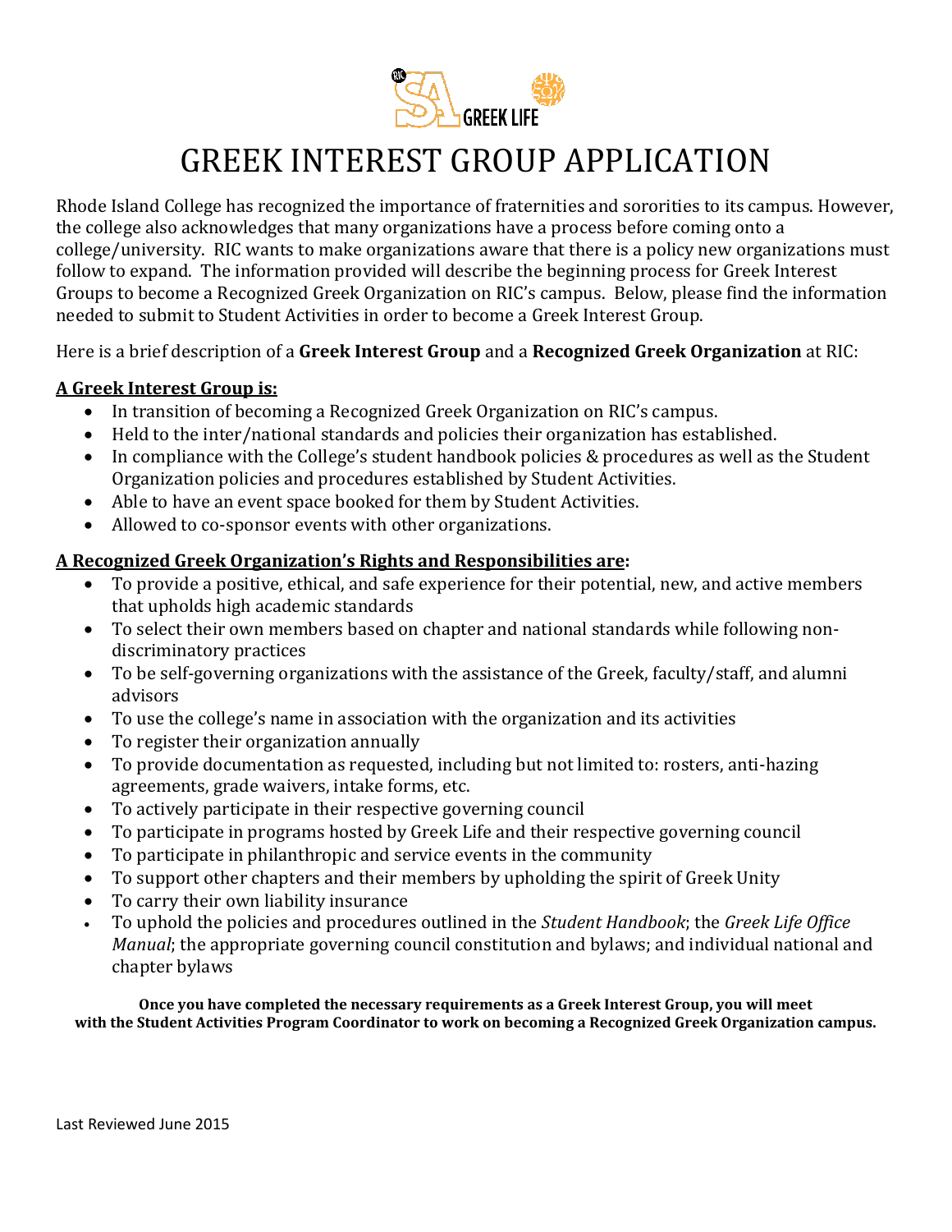# GREEK INTEREST GROUP APPLICATION

Rhode Island College has recognized the importance of fraternities and sororities to its campus. However, the college also acknowledges that many organizations have a process before coming onto a college/university. RIC wants to make organizations aware that there is a policy new organizations must follow to expand. The information provided will describe the beginning process for Greek Interest Groups to become a Recognized Greek Organization on RIC's campus. Below, please find the information needed to submit to Student Activities in order to become a Greek Interest Group.

Here is a brief description of a **Greek Interest Group** and a **Recognized Greek Organization** at RIC:

**A Greek Interest Group is:**

- In transition of becoming a Recognized Greek Organization on RIC's campus.
- Held to the inter/national standards and policies their organization has established.
- In compliance with the College's student handbook policies & procedures as well as the Student Organization policies and procedures established by Student Activities.
- Able to have an event space booked for them by Student Activities.
- Allowed to co-sponsor events with other organizations.

**A Recognized Greek Organization's Rights and Responsibilities are:**

- To provide a positive, ethical, and safe experience for their potential, new, and active members that upholds high academic standards
- To select their own members based on chapter and national standards while following non-discriminatory practices
- To be self-governing organizations with the assistance of the Greek, faculty/staff, and alumni advisors
- To use the college's name in association with the organization and its activities
- To register their organization annually
- To provide documentation as requested, including but not limited to: rosters, anti-hazing agreements, grade waivers, intake forms, etc.
- To actively participate in their respective governing council
- To participate in programs hosted by Greek Life and their respective governing council
- To participate in philanthropic and service events in the community
- To support other chapters and their members by upholding the spirit of Greek Unity
- To carry their own liability insurance
- To uphold the policies and procedures outlined in the *Student Handbook*; the *Greek Life Office Manual*; the appropriate governing council constitution and bylaws; and individual national and chapter bylaws

**Once you have completed the necessary requirements as a Greek Interest Group, you will meet with the Student Activities Program Coordinator to work on becoming a Recognized Greek Organization campus.**

Last Reviewed June 2015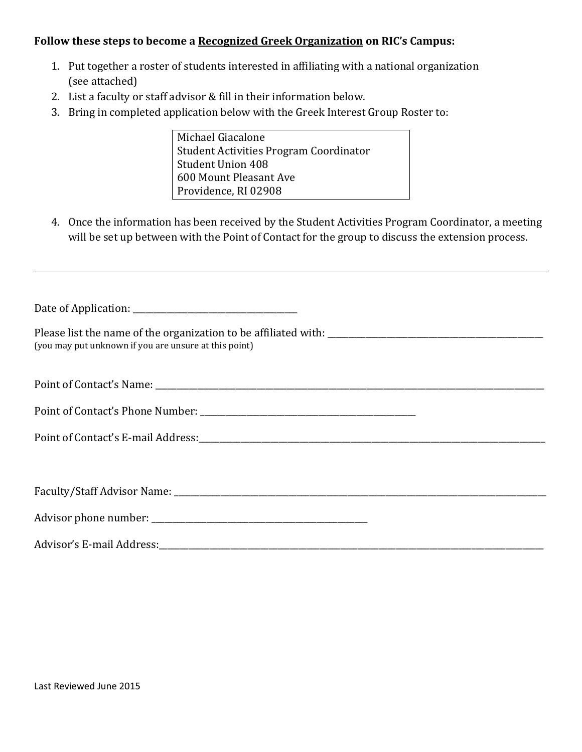**Follow these steps to become a Recognized Greek Organization on RIC's Campus:**

1. Put together a roster of students interested in affiliating with a national organization (see attached)
2. List a faculty or staff advisor & fill in their information below.
3. Bring in completed application below with the Greek Interest Group Roster to:

> Michael Giacalone
> Student Activities Program Coordinator
> Student Union 408
> 600 Mount Pleasant Ave
> Providence, RI 02908

4. Once the information has been received by the Student Activities Program Coordinator, a meeting will be set up between with the Point of Contact for the group to discuss the extension process.

---

Date of Application: ______________________________________

Please list the name of the organization to be affiliated with: ______________________________________
(you may put unknown if you are unsure at this point)

Point of Contact's Name: ______________________________________

Point of Contact's Phone Number: ______________________________________

Point of Contact's E-mail Address:______________________________________

Faculty/Staff Advisor Name: ______________________________________

Advisor phone number: ______________________________________

Advisor's E-mail Address:______________________________________

Last Reviewed June 2015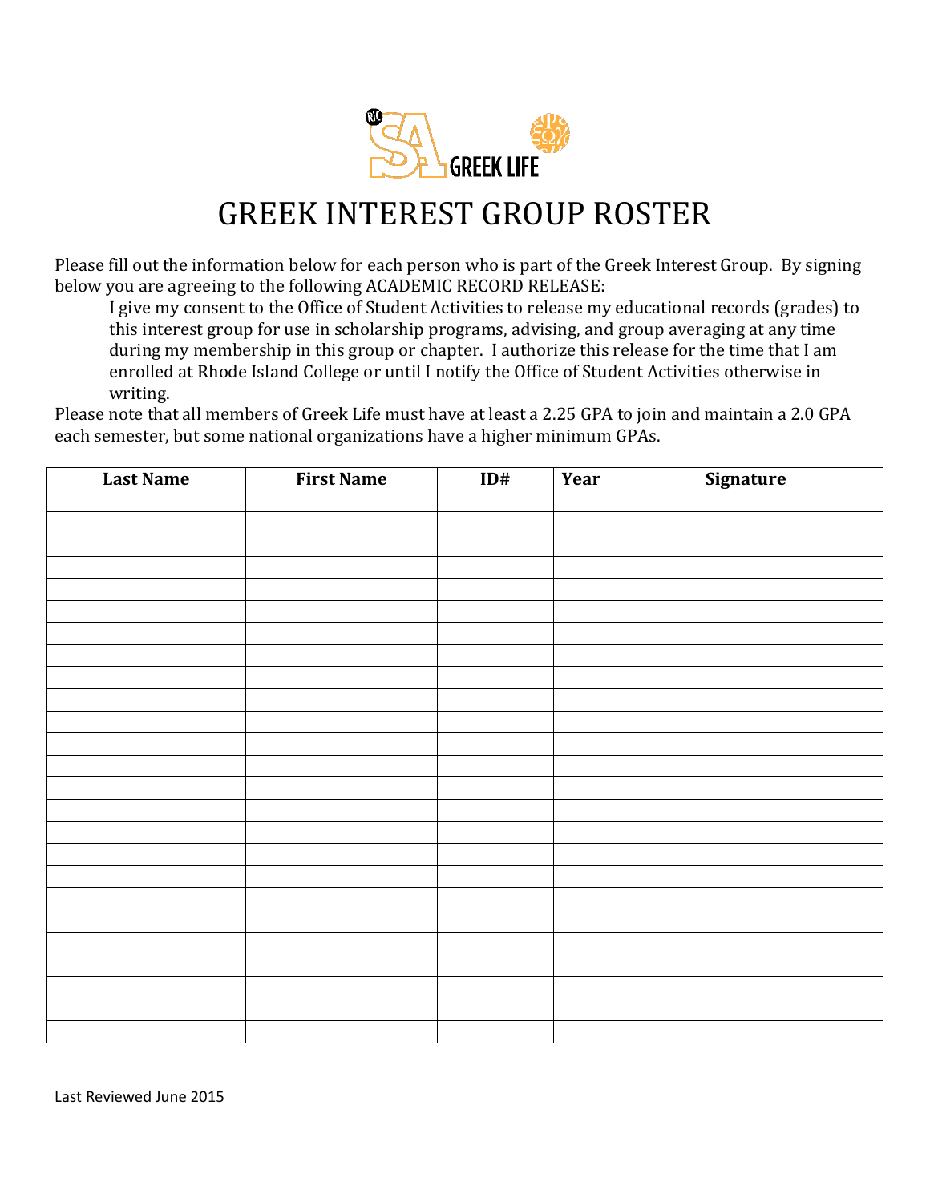# GREEK INTEREST GROUP ROSTER

Please fill out the information below for each person who is part of the Greek Interest Group. By signing below you are agreeing to the following ACADEMIC RECORD RELEASE:

> I give my consent to the Office of Student Activities to release my educational records (grades) to this interest group for use in scholarship programs, advising, and group averaging at any time during my membership in this group or chapter. I authorize this release for the time that I am enrolled at Rhode Island College or until I notify the Office of Student Activities otherwise in writing.

Please note that all members of Greek Life must have at least a 2.25 GPA to join and maintain a 2.0 GPA each semester, but some national organizations have a higher minimum GPAs.

| Last Name | First Name | ID# | Year | Signature |
|---|---|---|---|---|
| | | | | |
| | | | | |
| | | | | |
| | | | | |
| | | | | |
| | | | | |
| | | | | |
| | | | | |
| | | | | |
| | | | | |
| | | | | |
| | | | | |
| | | | | |
| | | | | |
| | | | | |
| | | | | |
| | | | | |
| | | | | |
| | | | | |
| | | | | |
| | | | | |
| | | | | |
| | | | | |
| | | | | |
| | | | | |

Last Reviewed June 2015